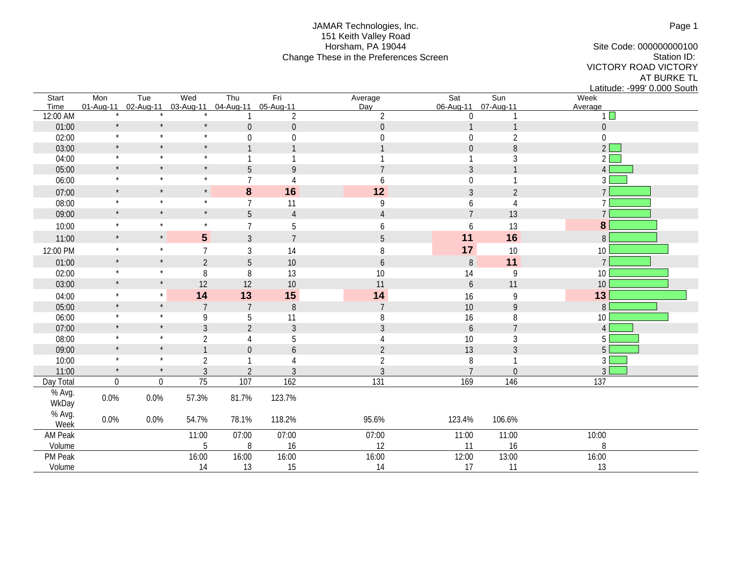JAMAR Technologies, Inc.
151 Keith Valley Road
Horsham, PA 19044
Change These in the Preferences Screen

Site Code: 000000000100
Station ID:
VICTORY ROAD VICTORY AT BURKE TL
Latitude: -999' 0.000 South

| Start Time | Mon 01-Aug-11 | Tue 02-Aug-11 | Wed 03-Aug-11 | Thu 04-Aug-11 | Fri 05-Aug-11 | Average Day | Sat 06-Aug-11 | Sun 07-Aug-11 | Week Average |
|---|---|---|---|---|---|---|---|---|---|
| 12:00 AM | * | * | * | 1 | 2 | 2 | 0 | 1 | 1 |
| 01:00 | * | * | * | 0 | 0 | 0 | 1 | 1 | 0 |
| 02:00 | * | * | * | 0 | 0 | 0 | 0 | 2 | 0 |
| 03:00 | * | * | * | 1 | 1 | 1 | 0 | 8 | 2 |
| 04:00 | * | * | * | 1 | 1 | 1 | 1 | 3 | 2 |
| 05:00 | * | * | * | 5 | 9 | 7 | 3 | 1 | 4 |
| 06:00 | * | * | * | 7 | 4 | 6 | 0 | 1 | 3 |
| 07:00 | * | * | * | **8** | **16** | **12** | 3 | 2 | 7 |
| 08:00 | * | * | * | 7 | 11 | 9 | 6 | 4 | 7 |
| 09:00 | * | * | * | 5 | 4 | 4 | 7 | 13 | 7 |
| 10:00 | * | * | * | 7 | 5 | 6 | 6 | 13 | **8** |
| 11:00 | * | * | **5** | 3 | 7 | 5 | **11** | **16** | 8 |
| 12:00 PM | * | * | 7 | 3 | 14 | 8 | **17** | 10 | 10 |
| 01:00 | * | * | 2 | 5 | 10 | 6 | 8 | **11** | 7 |
| 02:00 | * | * | 8 | 8 | 13 | 10 | 14 | 9 | 10 |
| 03:00 | * | * | 12 | 12 | 10 | 11 | 6 | 11 | 10 |
| 04:00 | * | * | **14** | **13** | **15** | **14** | 16 | 9 | **13** |
| 05:00 | * | * | 7 | 7 | 8 | 7 | 10 | 9 | 8 |
| 06:00 | * | * | 9 | 5 | 11 | 8 | 16 | 8 | 10 |
| 07:00 | * | * | 3 | 2 | 3 | 3 | 6 | 7 | 4 |
| 08:00 | * | * | 2 | 4 | 5 | 4 | 10 | 3 | 5 |
| 09:00 | * | * | 1 | 0 | 6 | 2 | 13 | 3 | 5 |
| 10:00 | * | * | 2 | 1 | 4 | 2 | 8 | 1 | 3 |
| 11:00 | * | * | 3 | 2 | 3 | 3 | 7 | 0 | 3 |
| Day Total | 0 | 0 | 75 | 107 | 162 | 131 | 169 | 146 | 137 |
| % Avg. WkDay | 0.0% | 0.0% | 57.3% | 81.7% | 123.7% | | | | |
| % Avg. Week | 0.0% | 0.0% | 54.7% | 78.1% | 118.2% | 95.6% | 123.4% | 106.6% | |
| AM Peak | | | 11:00 | 07:00 | 07:00 | 07:00 | 11:00 | 11:00 | 10:00 |
| Volume | | | 5 | 8 | 16 | 12 | 11 | 16 | 8 |
| PM Peak | | | 16:00 | 16:00 | 16:00 | 16:00 | 12:00 | 13:00 | 16:00 |
| Volume | | | 14 | 13 | 15 | 14 | 17 | 11 | 13 |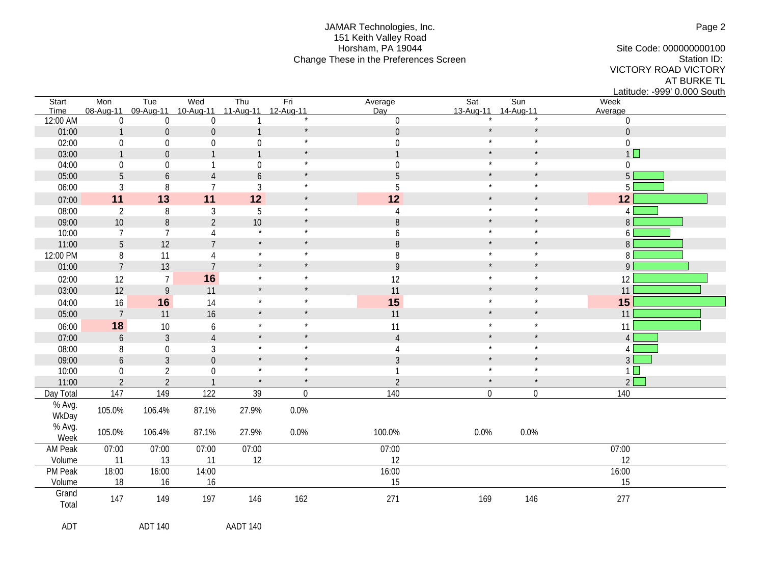JAMAR Technologies, Inc.
151 Keith Valley Road
Horsham, PA 19044
Change These in the Preferences Screen

Site Code: 000000000100
Station ID:
VICTORY ROAD VICTORY AT BURKE TL
Latitude: -999' 0.000 South

| Start Time | Mon 08-Aug-11 | Tue 09-Aug-11 | Wed 10-Aug-11 | Thu 11-Aug-11 | Fri 12-Aug-11 | Average Day | Sat 13-Aug-11 | Sun 14-Aug-11 | Week Average |
|---|---|---|---|---|---|---|---|---|---|
| 12:00 AM | 0 | 0 | 0 | 1 | * | 0 | * | * | 0 |
| 01:00 | 1 | 0 | 0 | 1 | * | 0 | * | * | 0 |
| 02:00 | 0 | 0 | 0 | 0 | * | 0 | * | * | 0 |
| 03:00 | 1 | 0 | 1 | 1 | * | 1 | * | * | 1 |
| 04:00 | 0 | 0 | 1 | 0 | * | 0 | * | * | 0 |
| 05:00 | 5 | 6 | 4 | 6 | * | 5 | * | * | 5 |
| 06:00 | 3 | 8 | 7 | 3 | * | 5 | * | * | 5 |
| 07:00 | **11** | **13** | **11** | **12** | * | **12** | * | * | **12** |
| 08:00 | 2 | 8 | 3 | 5 | * | 4 | * | * | 4 |
| 09:00 | 10 | 8 | 2 | 10 | * | 8 | * | * | 8 |
| 10:00 | 7 | 7 | 4 | * | * | 6 | * | * | 6 |
| 11:00 | 5 | 12 | 7 | * | * | 8 | * | * | 8 |
| 12:00 PM | 8 | 11 | 4 | * | * | 8 | * | * | 8 |
| 01:00 | 7 | 13 | 7 | * | * | 9 | * | * | 9 |
| 02:00 | 12 | 7 | **16** | * | * | 12 | * | * | 12 |
| 03:00 | 12 | 9 | 11 | * | * | 11 | * | * | 11 |
| 04:00 | 16 | **16** | 14 | * | * | **15** | * | * | **15** |
| 05:00 | 7 | 11 | 16 | * | * | 11 | * | * | 11 |
| 06:00 | **18** | 10 | 6 | * | * | 11 | * | * | 11 |
| 07:00 | 6 | 3 | 4 | * | * | 4 | * | * | 4 |
| 08:00 | 8 | 0 | 3 | * | * | 4 | * | * | 4 |
| 09:00 | 6 | 3 | 0 | * | * | 3 | * | * | 3 |
| 10:00 | 0 | 2 | 0 | * | * | 1 | * | * | 1 |
| 11:00 | 2 | 2 | 1 | * | * | 2 | * | * | 2 |
| Day Total | 147 | 149 | 122 | 39 | 0 | 140 | 0 | 0 | 140 |
| % Avg. WkDay | 105.0% | 106.4% | 87.1% | 27.9% | 0.0% | | | | |
| % Avg. Week | 105.0% | 106.4% | 87.1% | 27.9% | 0.0% | 100.0% | 0.0% | 0.0% | |
| AM Peak | 07:00 | 07:00 | 07:00 | 07:00 | | 07:00 | | | 07:00 |
| Volume | 11 | 13 | 11 | 12 | | 12 | | | 12 |
| PM Peak | 18:00 | 16:00 | 14:00 | | | 16:00 | | | 16:00 |
| Volume | 18 | 16 | 16 | | | 15 | | | 15 |
| Grand Total | 147 | 149 | 197 | 146 | 162 | 271 | 169 | 146 | 277 |

ADT &nbsp;&nbsp;&nbsp; ADT 140 &nbsp;&nbsp;&nbsp; AADT 140